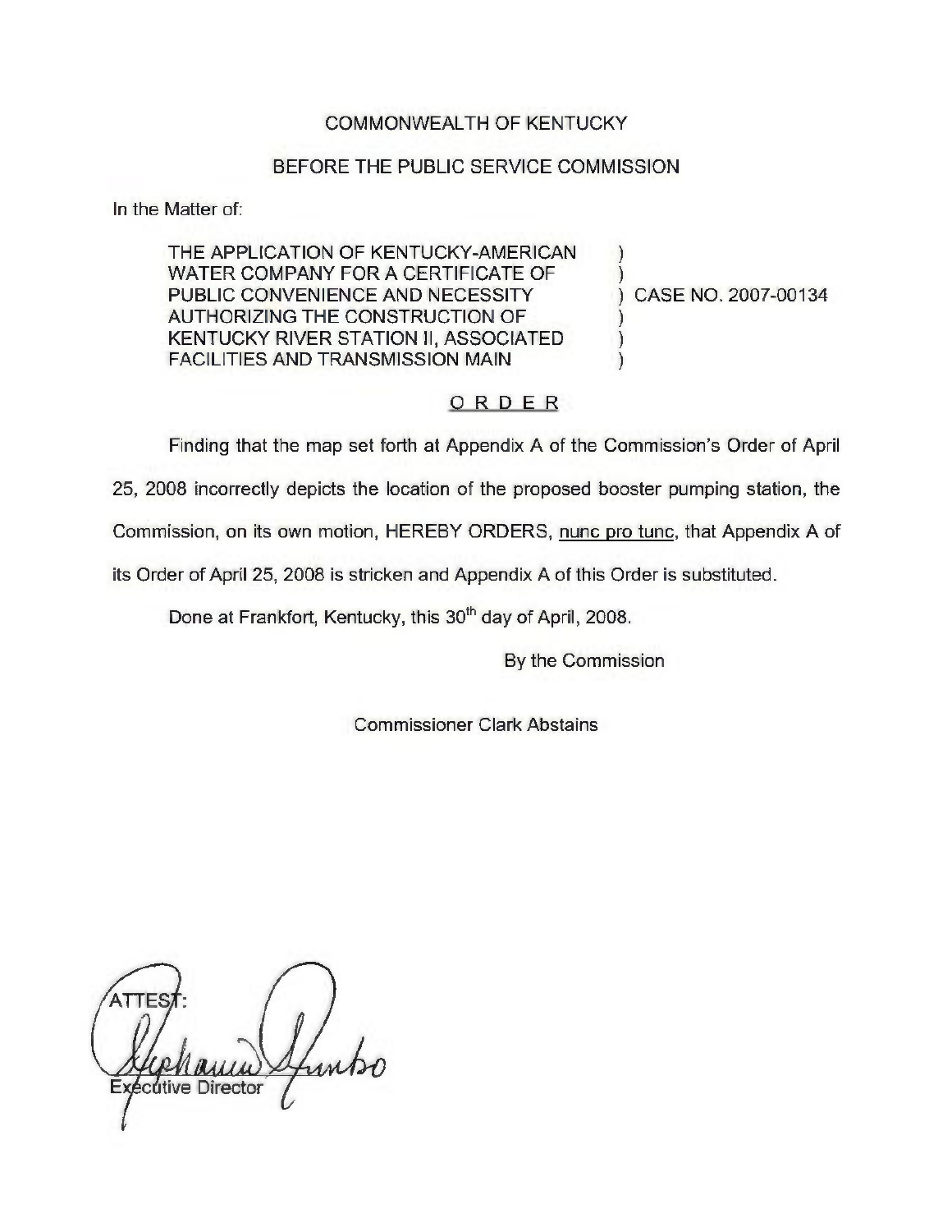COMMONWEALTH OF KENTUCKY

BEFORE THE PUBLIC SERVICE COMMISSION

In the Matter of:

| | | |
|---|---|---|
| THE APPLICATION OF KENTUCKY-AMERICAN WATER COMPANY FOR A CERTIFICATE OF PUBLIC CONVENIENCE AND NECESSITY AUTHORIZING THE CONSTRUCTION OF KENTUCKY RIVER STATION II, ASSOCIATED FACILITIES AND TRANSMISSION MAIN | ) | CASE NO. 2007-00134 |

## O R D E R

Finding that the map set forth at Appendix A of the Commission's Order of April 25, 2008 incorrectly depicts the location of the proposed booster pumping station, the Commission, on its own motion, HEREBY ORDERS, nunc pro tunc, that Appendix A of its Order of April 25, 2008 is stricken and Appendix A of this Order is substituted.

Done at Frankfort, Kentucky, this 30th day of April, 2008.

By the Commission

Commissioner Clark Abstains

ATTEST:

Executive Director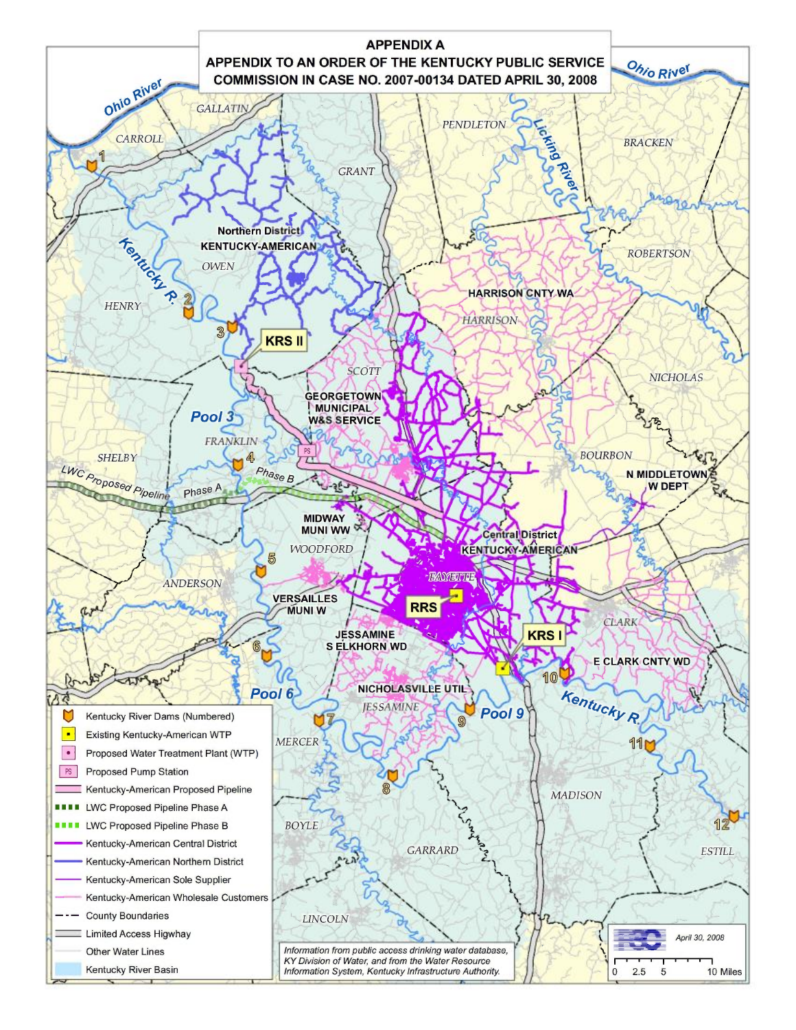# APPENDIX A

## APPENDIX TO AN ORDER OF THE KENTUCKY PUBLIC SERVICE COMMISSION IN CASE NO. 2007-00134 DATED APRIL 30, 2008

Ohio River
Ohio River
GALLATIN
CARROLL
PENDLETON
Licking River
BRACKEN
GRANT
Northern District
KENTUCKY-AMERICAN
OWEN
Kentucky R.
ROBERTSON
HENRY
HARRISON CNTY WA
HARRISON
KRS II
SCOTT
NICHOLAS
GEORGETOWN MUNICIPAL W&S SERVICE
Pool 3
FRANKLIN
SHELBY
BOURBON
N MIDDLETOWN W DEPT
LWC Proposed Pipeline
Phase A
Phase B
PS
MIDWAY MUNI WW
Central District KENTUCKY-AMERICAN
WOODFORD
FAYETTE
ANDERSON
VERSAILLES MUNI W
RRS
CLARK
JESSAMINE S ELKHORN WD
KRS I
E CLARK CNTY WD
Pool 6
NICHOLASVILLE UTIL
Kentucky R.
JESSAMINE
Pool 9
MERCER
MADISON
BOYLE
GARRARD
ESTILL
LINCOLN

1 2 3 4 5 6 7 8 9 10 11 12

- Kentucky River Dams (Numbered)
- Existing Kentucky-American WTP
- Proposed Water Treatment Plant (WTP)
- PS Proposed Pump Station
- Kentucky-American Proposed Pipeline
- LWC Proposed Pipeline Phase A
- LWC Proposed Pipeline Phase B
- Kentucky-American Central District
- Kentucky-American Northern District
- Kentucky-American Sole Supplier
- Kentucky-American Wholesale Customers
- County Boundaries
- Limited Access Higwhay
- Other Water Lines
- Kentucky River Basin

*Information from public access drinking water database, KY Division of Water, and from the Water Resource Information System, Kentucky Infrastructure Authority.*

PSC
April 30, 2008

0 2.5 5 10 Miles